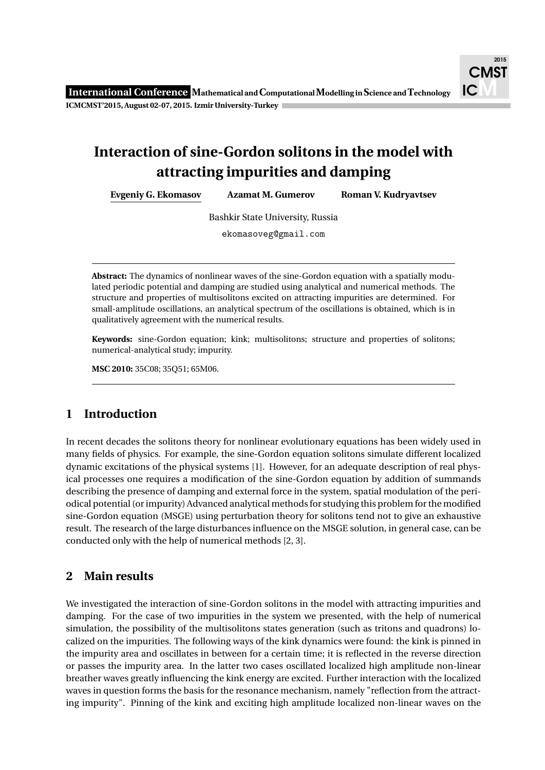# Interaction of sine-Gordon solitons in the model with attracting impurities and damping

Evgeniy G. Ekomasov   Azamat M. Gumerov   Roman V. Kudryavtsev

Bashkir State University, Russia

ekomasoveg@gmail.com

---

**Abstract:** The dynamics of nonlinear waves of the sine-Gordon equation with a spatially modulated periodic potential and damping are studied using analytical and numerical methods. The structure and properties of multisolitons excited on attracting impurities are determined. For small-amplitude oscillations, an analytical spectrum of the oscillations is obtained, which is in qualitatively agreement with the numerical results.

**Keywords:** sine-Gordon equation; kink; multisolitons; structure and properties of solitons; numerical-analytical study; impurity.

**MSC 2010:** 35C08; 35Q51; 65M06.

---

## 1 Introduction

In recent decades the solitons theory for nonlinear evolutionary equations has been widely used in many fields of physics. For example, the sine-Gordon equation solitons simulate different localized dynamic excitations of the physical systems [1]. However, for an adequate description of real physical processes one requires a modification of the sine-Gordon equation by addition of summands describing the presence of damping and external force in the system, spatial modulation of the periodical potential (or impurity) Advanced analytical methods for studying this problem for the modified sine-Gordon equation (MSGE) using perturbation theory for solitons tend not to give an exhaustive result. The research of the large disturbances influence on the MSGE solution, in general case, can be conducted only with the help of numerical methods [2, 3].

## 2 Main results

We investigated the interaction of sine-Gordon solitons in the model with attracting impurities and damping. For the case of two impurities in the system we presented, with the help of numerical simulation, the possibility of the multisolitons states generation (such as tritons and quadrons) localized on the impurities. The following ways of the kink dynamics were found: the kink is pinned in the impurity area and oscillates in between for a certain time; it is reflected in the reverse direction or passes the impurity area. In the latter two cases oscillated localized high amplitude non-linear breather waves greatly influencing the kink energy are excited. Further interaction with the localized waves in question forms the basis for the resonance mechanism, namely "reflection from the attracting impurity". Pinning of the kink and exciting high amplitude localized non-linear waves on the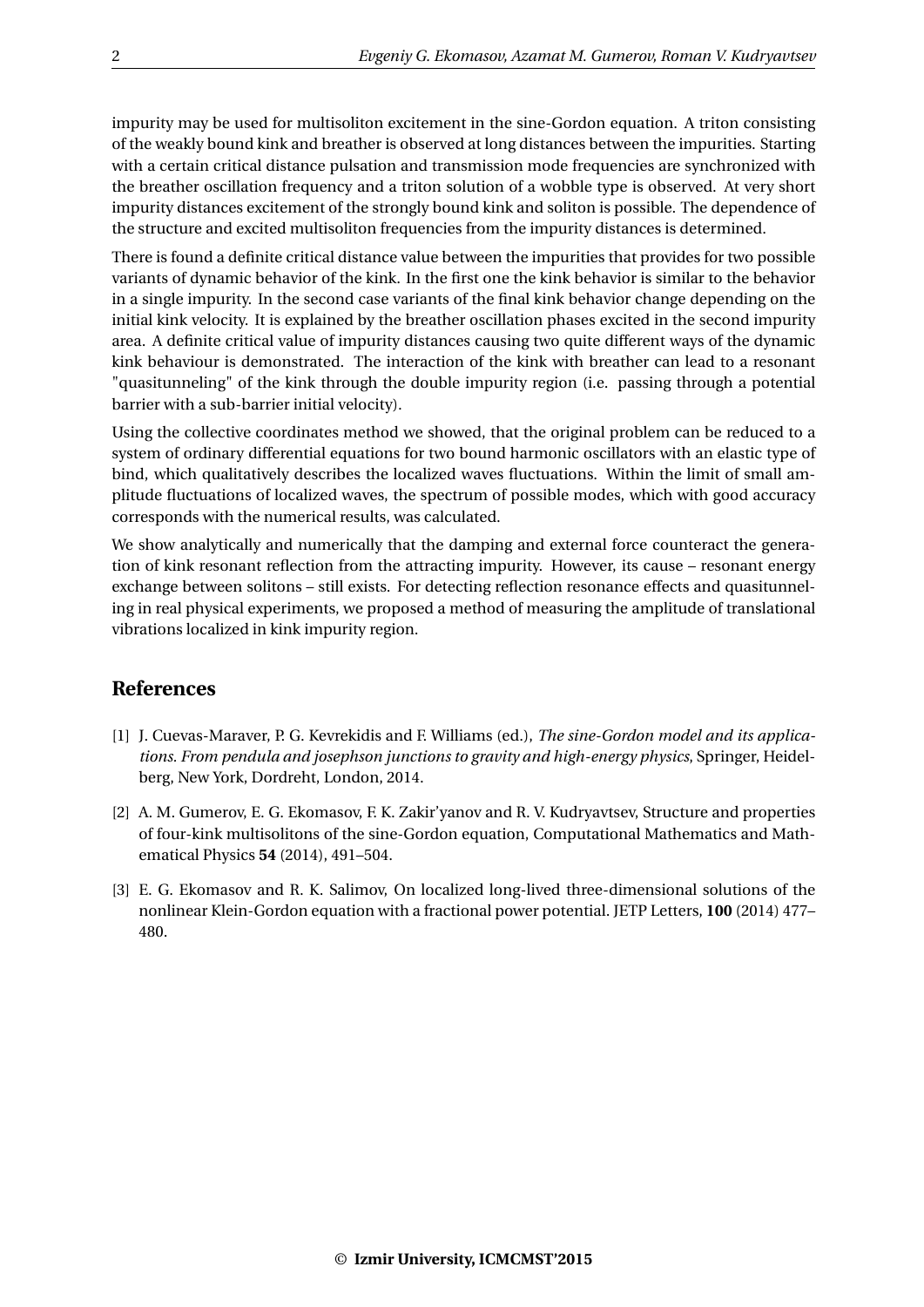impurity may be used for multisoliton excitement in the sine-Gordon equation. A triton consisting of the weakly bound kink and breather is observed at long distances between the impurities. Starting with a certain critical distance pulsation and transmission mode frequencies are synchronized with the breather oscillation frequency and a triton solution of a wobble type is observed. At very short impurity distances excitement of the strongly bound kink and soliton is possible. The dependence of the structure and excited multisoliton frequencies from the impurity distances is determined.

There is found a definite critical distance value between the impurities that provides for two possible variants of dynamic behavior of the kink. In the first one the kink behavior is similar to the behavior in a single impurity. In the second case variants of the final kink behavior change depending on the initial kink velocity. It is explained by the breather oscillation phases excited in the second impurity area. A definite critical value of impurity distances causing two quite different ways of the dynamic kink behaviour is demonstrated. The interaction of the kink with breather can lead to a resonant "quasitunneling" of the kink through the double impurity region (i.e. passing through a potential barrier with a sub-barrier initial velocity).

Using the collective coordinates method we showed, that the original problem can be reduced to a system of ordinary differential equations for two bound harmonic oscillators with an elastic type of bind, which qualitatively describes the localized waves fluctuations. Within the limit of small amplitude fluctuations of localized waves, the spectrum of possible modes, which with good accuracy corresponds with the numerical results, was calculated.

We show analytically and numerically that the damping and external force counteract the generation of kink resonant reflection from the attracting impurity. However, its cause – resonant energy exchange between solitons – still exists. For detecting reflection resonance effects and quasitunneling in real physical experiments, we proposed a method of measuring the amplitude of translational vibrations localized in kink impurity region.

## References

[1] J. Cuevas-Maraver, P. G. Kevrekidis and F. Williams (ed.), *The sine-Gordon model and its applications. From pendula and josephson junctions to gravity and high-energy physics*, Springer, Heidelberg, New York, Dordreht, London, 2014.

[2] A. M. Gumerov, E. G. Ekomasov, F. K. Zakir'yanov and R. V. Kudryavtsev, Structure and properties of four-kink multisolitons of the sine-Gordon equation, Computational Mathematics and Mathematical Physics **54** (2014), 491–504.

[3] E. G. Ekomasov and R. K. Salimov, On localized long-lived three-dimensional solutions of the nonlinear Klein-Gordon equation with a fractional power potential. JETP Letters, **100** (2014) 477–480.